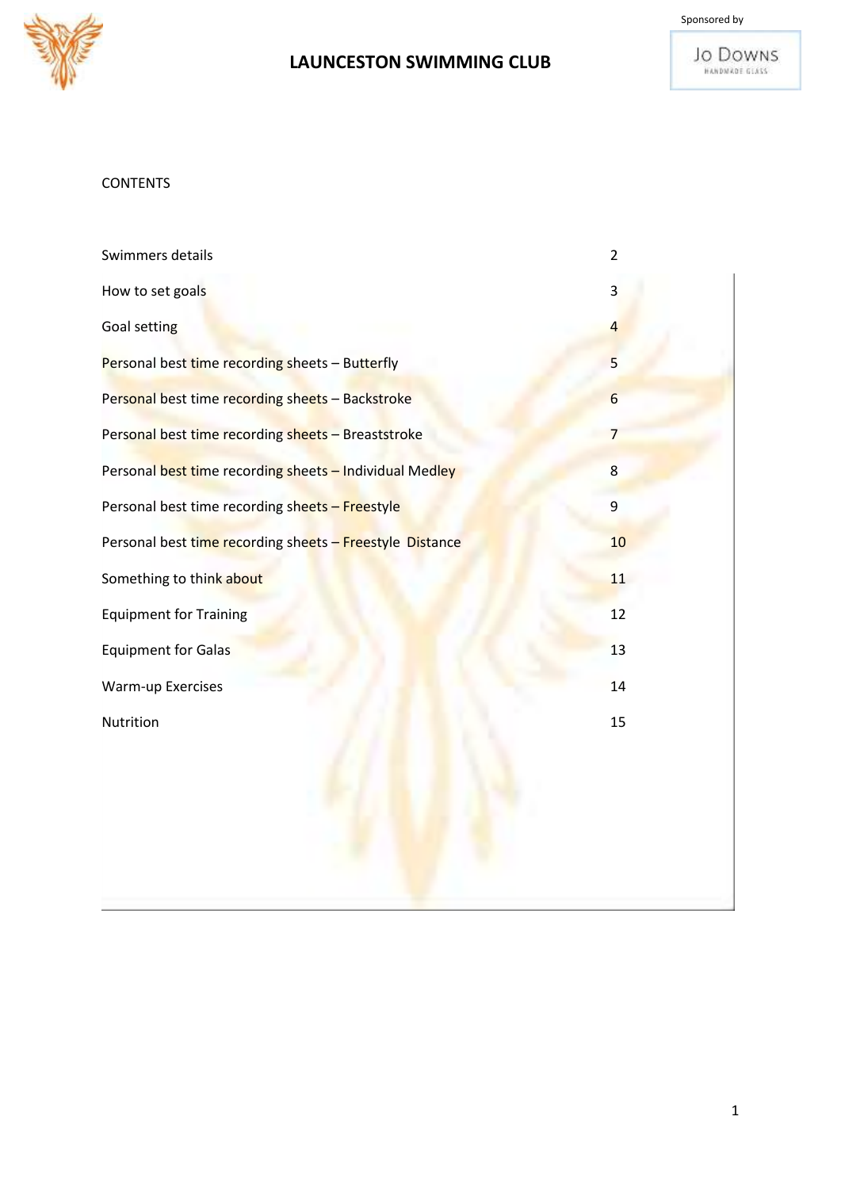Sponsored by

Jo Downs
HANDMADE GLASS

# LAUNCESTON SWIMMING CLUB

## CONTENTS

| | |
|---|---|
| Swimmers details | 2 |
| How to set goals | 3 |
| Goal setting | 4 |
| Personal best time recording sheets – Butterfly | 5 |
| Personal best time recording sheets – Backstroke | 6 |
| Personal best time recording sheets – Breaststroke | 7 |
| Personal best time recording sheets – Individual Medley | 8 |
| Personal best time recording sheets – Freestyle | 9 |
| Personal best time recording sheets – Freestyle Distance | 10 |
| Something to think about | 11 |
| Equipment for Training | 12 |
| Equipment for Galas | 13 |
| Warm-up Exercises | 14 |
| Nutrition | 15 |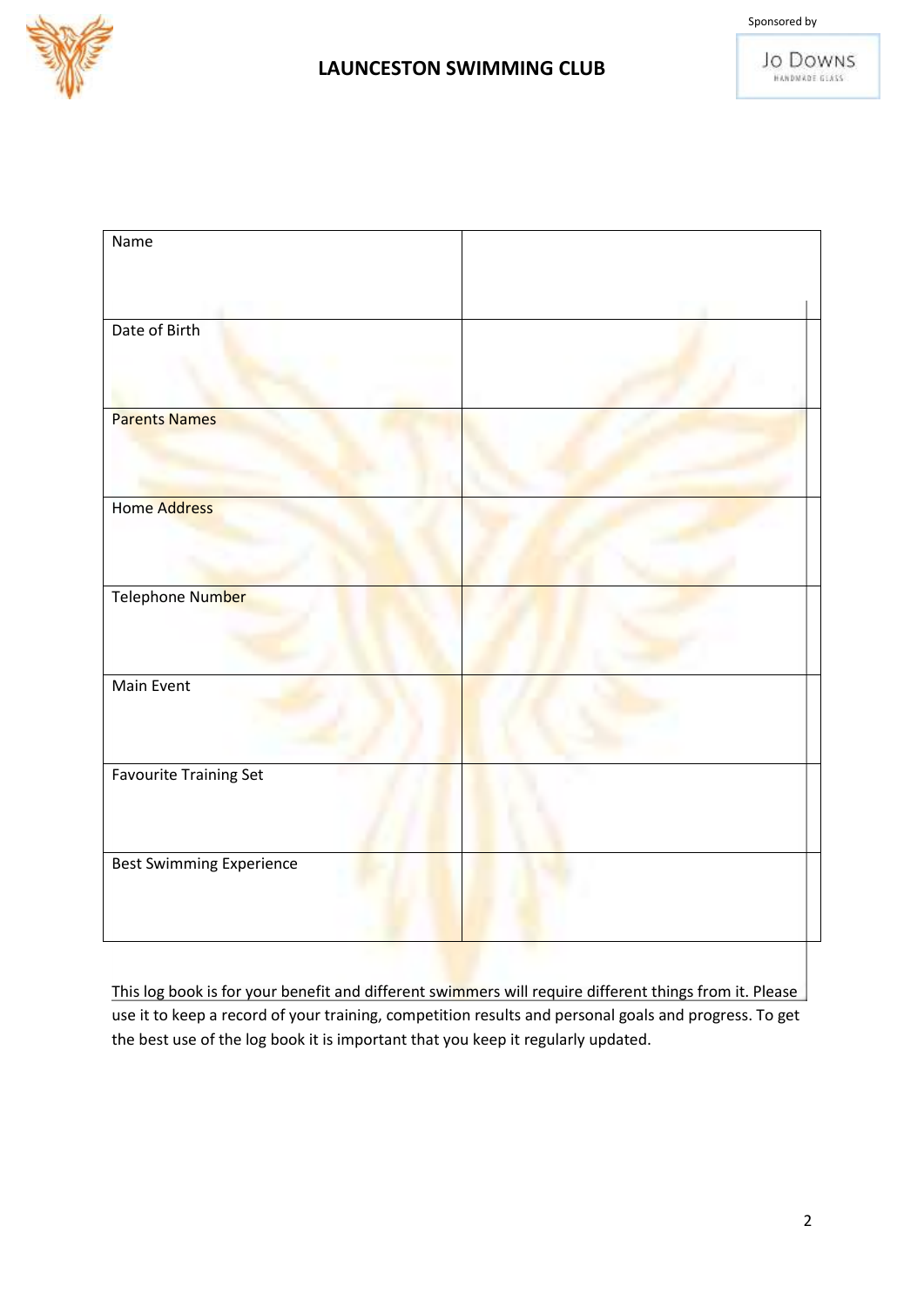# LAUNCESTON SWIMMING CLUB

Sponsored by Jo Downs Handmade Glass

| Name | |
|---|---|
| Date of Birth | |
| Parents Names | |
| Home Address | |
| Telephone Number | |
| Main Event | |
| Favourite Training Set | |
| Best Swimming Experience | |

This log book is for your benefit and different swimmers will require different things from it. Please use it to keep a record of your training, competition results and personal goals and progress. To get the best use of the log book it is important that you keep it regularly updated.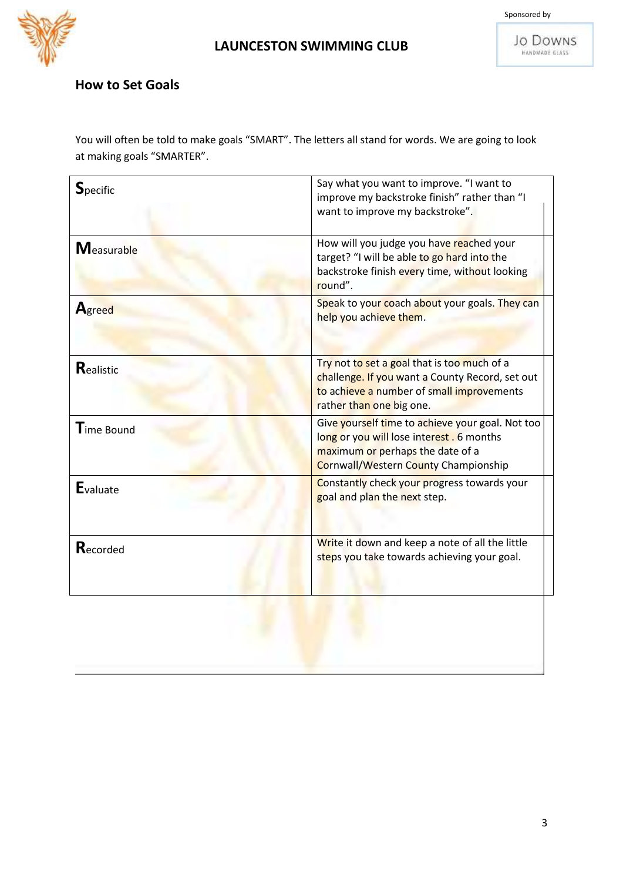## How to Set Goals

You will often be told to make goals "SMART". The letters all stand for words. We are going to look at making goals "SMARTER".

| | |
|---|---|
| **S**pecific | Say what you want to improve. "I want to improve my backstroke finish" rather than "I want to improve my backstroke". |
| **M**easurable | How will you judge you have reached your target? "I will be able to go hard into the backstroke finish every time, without looking round". |
| **A**greed | Speak to your coach about your goals. They can help you achieve them. |
| **R**ealistic | Try not to set a goal that is too much of a challenge. If you want a County Record, set out to achieve a number of small improvements rather than one big one. |
| **T**ime Bound | Give yourself time to achieve your goal. Not too long or you will lose interest . 6 months maximum or perhaps the date of a Cornwall/Western County Championship |
| **E**valuate | Constantly check your progress towards your goal and plan the next step. |
| **R**ecorded | Write it down and keep a note of all the little steps you take towards achieving your goal. |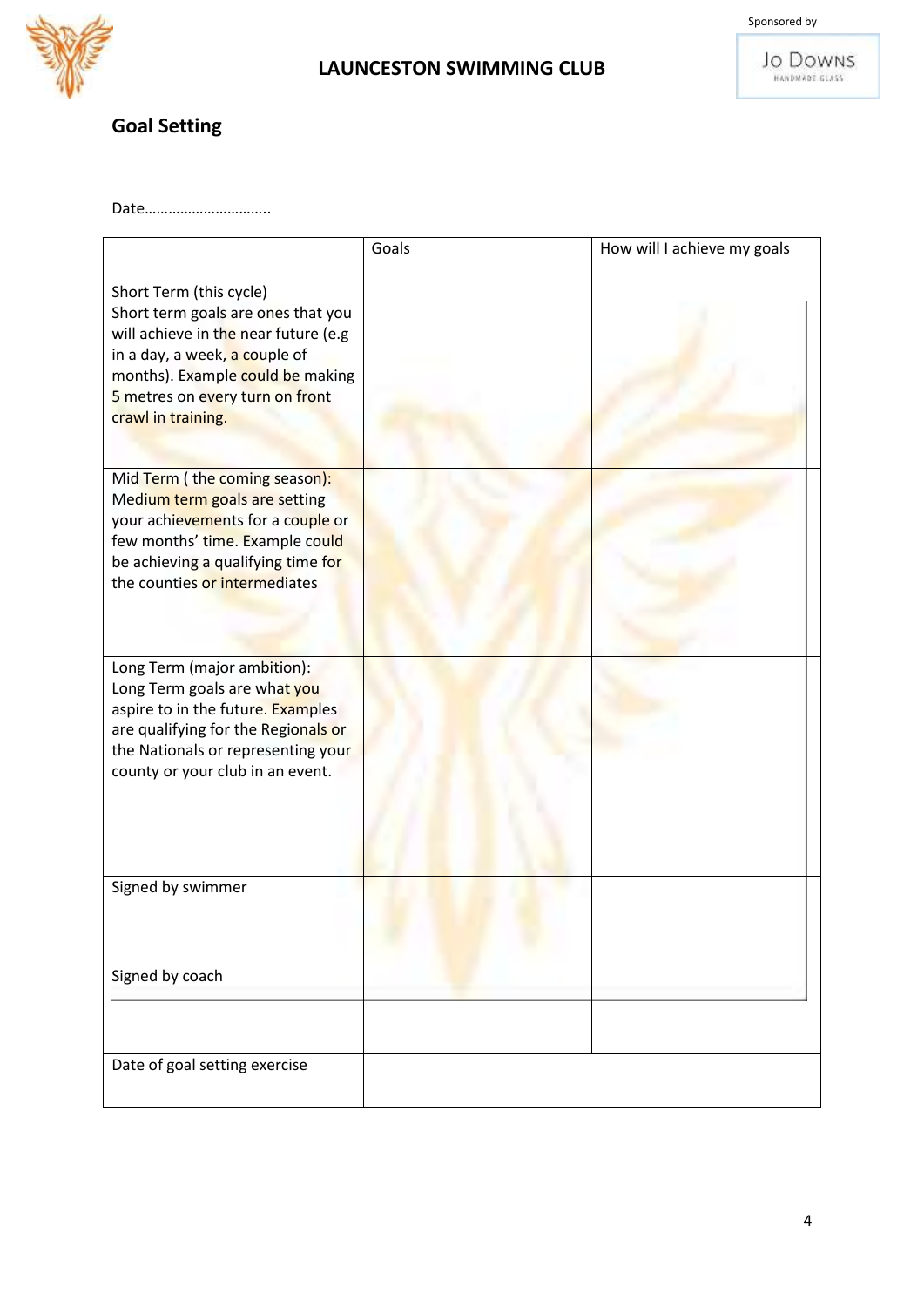Sponsored by

## LAUNCESTON SWIMMING CLUB

## Goal Setting

Date…………………………..

| | Goals | How will I achieve my goals |
|---|---|---|
| Short Term (this cycle) Short term goals are ones that you will achieve in the near future (e.g in a day, a week, a couple of months). Example could be making 5 metres on every turn on front crawl in training. | | |
| Mid Term ( the coming season): Medium term goals are setting your achievements for a couple or few months' time. Example could be achieving a qualifying time for the counties or intermediates | | |
| Long Term (major ambition): Long Term goals are what you aspire to in the future. Examples are qualifying for the Regionals or the Nationals or representing your county or your club in an event. | | |
| Signed by swimmer | | |
| Signed by coach | | |
| Date of goal setting exercise | | |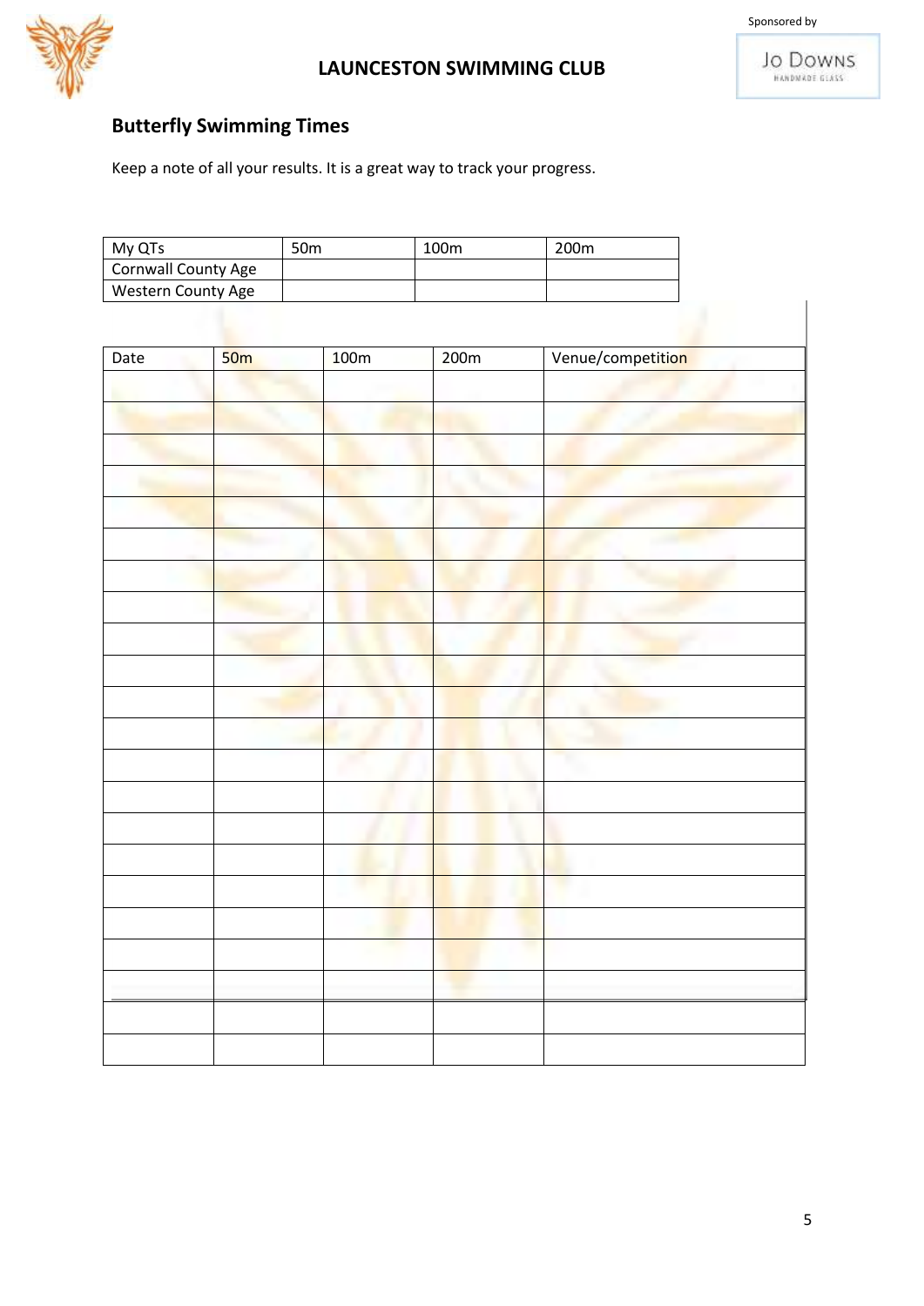## Butterfly Swimming Times

Keep a note of all your results. It is a great way to track your progress.

| My QTs | 50m | 100m | 200m |
|---|---|---|---|
| Cornwall County Age | | | |
| Western County Age | | | |

| Date | 50m | 100m | 200m | Venue/competition |
|---|---|---|---|---|
| | | | | |
| | | | | |
| | | | | |
| | | | | |
| | | | | |
| | | | | |
| | | | | |
| | | | | |
| | | | | |
| | | | | |
| | | | | |
| | | | | |
| | | | | |
| | | | | |
| | | | | |
| | | | | |
| | | | | |
| | | | | |
| | | | | |
| | | | | |
| | | | | |
| | | | | |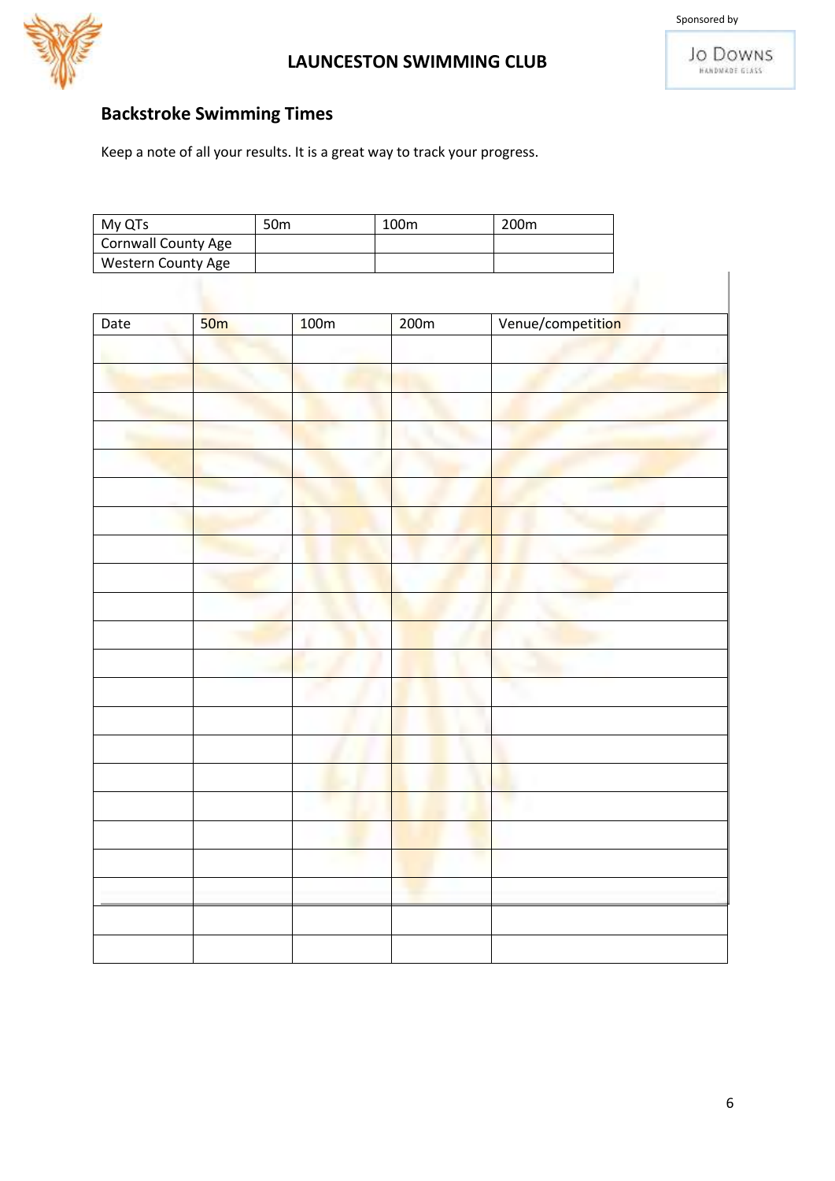# LAUNCESTON SWIMMING CLUB

Sponsored by

## Backstroke Swimming Times

Keep a note of all your results. It is a great way to track your progress.

| My QTs | 50m | 100m | 200m |
|---|---|---|---|
| Cornwall County Age | | | |
| Western County Age | | | |

| Date | 50m | 100m | 200m | Venue/competition |
|---|---|---|---|---|
| | | | | |
| | | | | |
| | | | | |
| | | | | |
| | | | | |
| | | | | |
| | | | | |
| | | | | |
| | | | | |
| | | | | |
| | | | | |
| | | | | |
| | | | | |
| | | | | |
| | | | | |
| | | | | |
| | | | | |
| | | | | |
| | | | | |
| | | | | |
| | | | | |
| | | | | |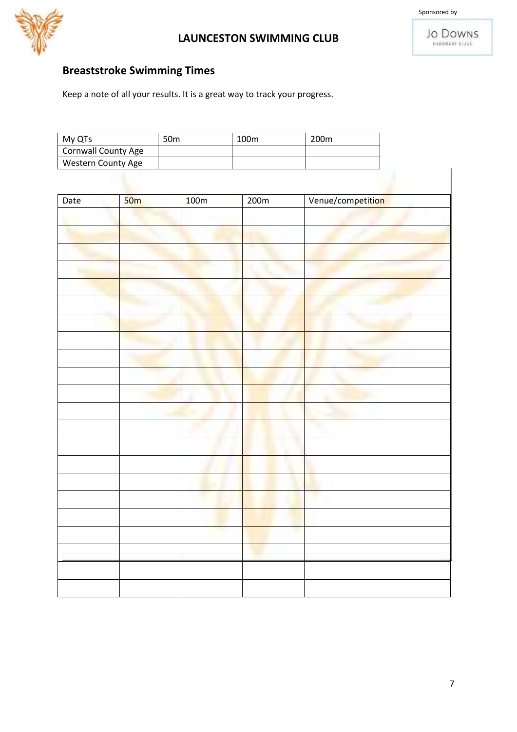LAUNCESTON SWIMMING CLUB

Sponsored by Jo Downs Handmade Glass

## Breaststroke Swimming Times

Keep a note of all your results. It is a great way to track your progress.

| My QTs | 50m | 100m | 200m |
|---|---|---|---|
| Cornwall County Age | | | |
| Western County Age | | | |

| Date | 50m | 100m | 200m | Venue/competition |
|---|---|---|---|---|
| | | | | |
| | | | | |
| | | | | |
| | | | | |
| | | | | |
| | | | | |
| | | | | |
| | | | | |
| | | | | |
| | | | | |
| | | | | |
| | | | | |
| | | | | |
| | | | | |
| | | | | |
| | | | | |
| | | | | |
| | | | | |
| | | | | |
| | | | | |
| | | | | |
| | | | | |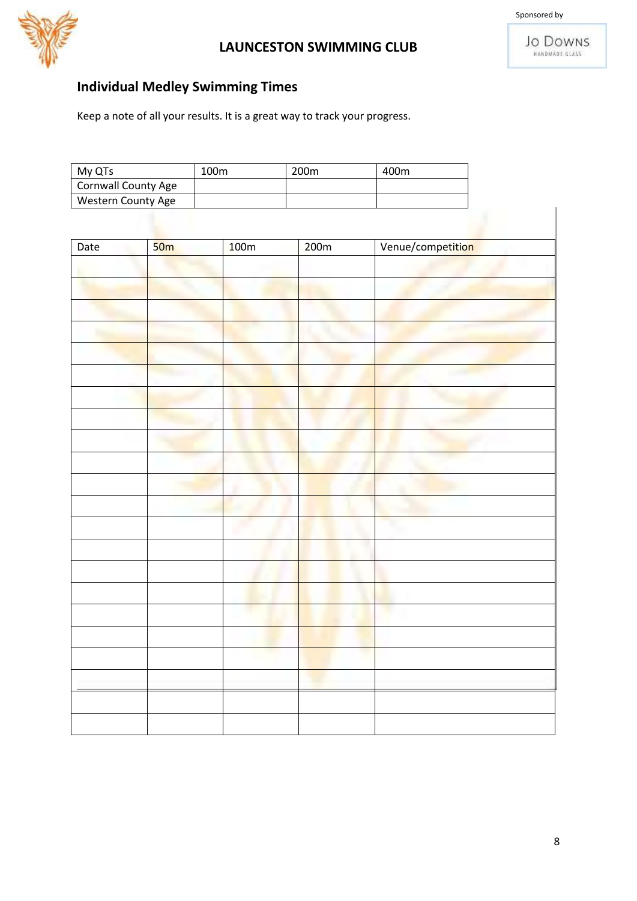## LAUNCESTON SWIMMING CLUB

Sponsored by Jo Downs Handmade Glass

### Individual Medley Swimming Times

Keep a note of all your results. It is a great way to track your progress.

| My QTs | 100m | 200m | 400m |
|---|---|---|---|
| Cornwall County Age | | | |
| Western County Age | | | |

| Date | 50m | 100m | 200m | Venue/competition |
|---|---|---|---|---|
| | | | | |
| | | | | |
| | | | | |
| | | | | |
| | | | | |
| | | | | |
| | | | | |
| | | | | |
| | | | | |
| | | | | |
| | | | | |
| | | | | |
| | | | | |
| | | | | |
| | | | | |
| | | | | |
| | | | | |
| | | | | |
| | | | | |
| | | | | |
| | | | | |
| | | | | |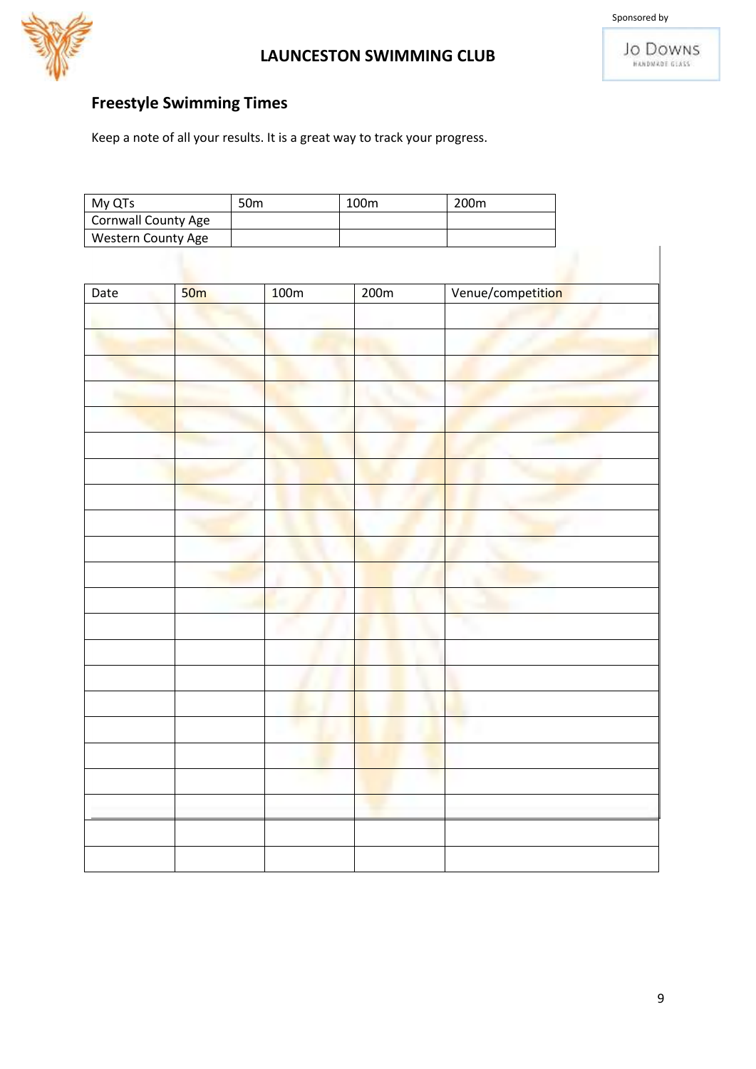# LAUNCESTON SWIMMING CLUB

Sponsored by Jo Downs Handmade Glass

## Freestyle Swimming Times

Keep a note of all your results. It is a great way to track your progress.

| My QTs | 50m | 100m | 200m |
|---|---|---|---|
| Cornwall County Age | | | |
| Western County Age | | | |

| Date | 50m | 100m | 200m | Venue/competition |
|---|---|---|---|---|
| | | | | |
| | | | | |
| | | | | |
| | | | | |
| | | | | |
| | | | | |
| | | | | |
| | | | | |
| | | | | |
| | | | | |
| | | | | |
| | | | | |
| | | | | |
| | | | | |
| | | | | |
| | | | | |
| | | | | |
| | | | | |
| | | | | |
| | | | | |
| | | | | |
| | | | | |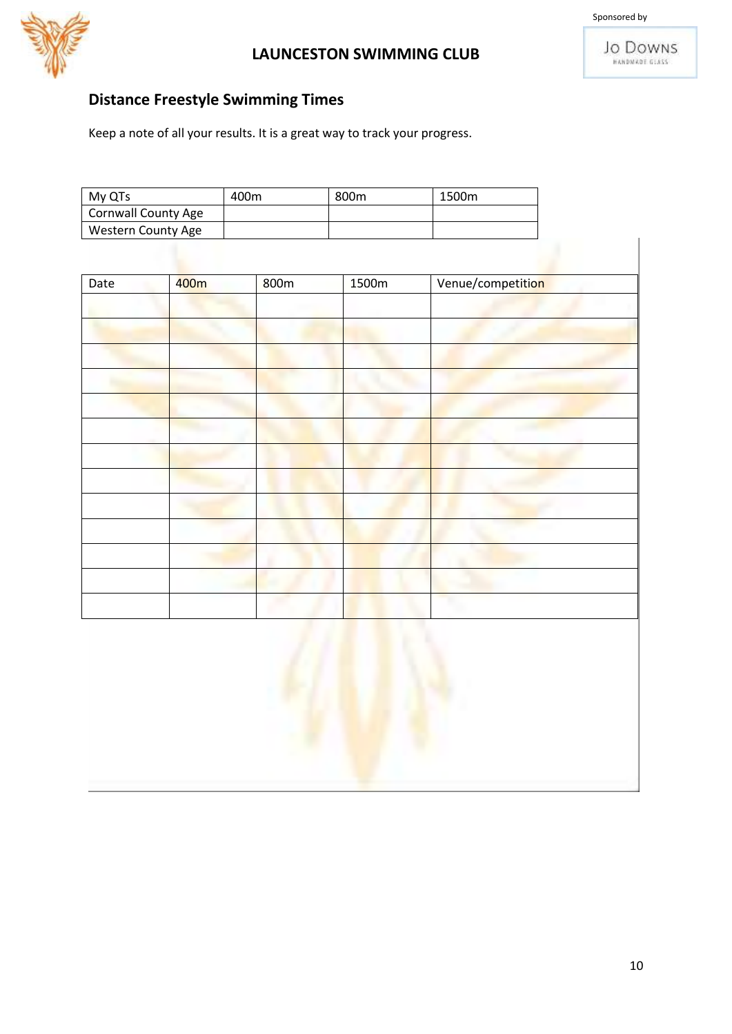## Distance Freestyle Swimming Times

Keep a note of all your results. It is a great way to track your progress.

| My QTs | 400m | 800m | 1500m |
|---|---|---|---|
| Cornwall County Age | | | |
| Western County Age | | | |

| Date | 400m | 800m | 1500m | Venue/competition |
|---|---|---|---|---|
| | | | | |
| | | | | |
| | | | | |
| | | | | |
| | | | | |
| | | | | |
| | | | | |
| | | | | |
| | | | | |
| | | | | |
| | | | | |
| | | | | |
| | | | | |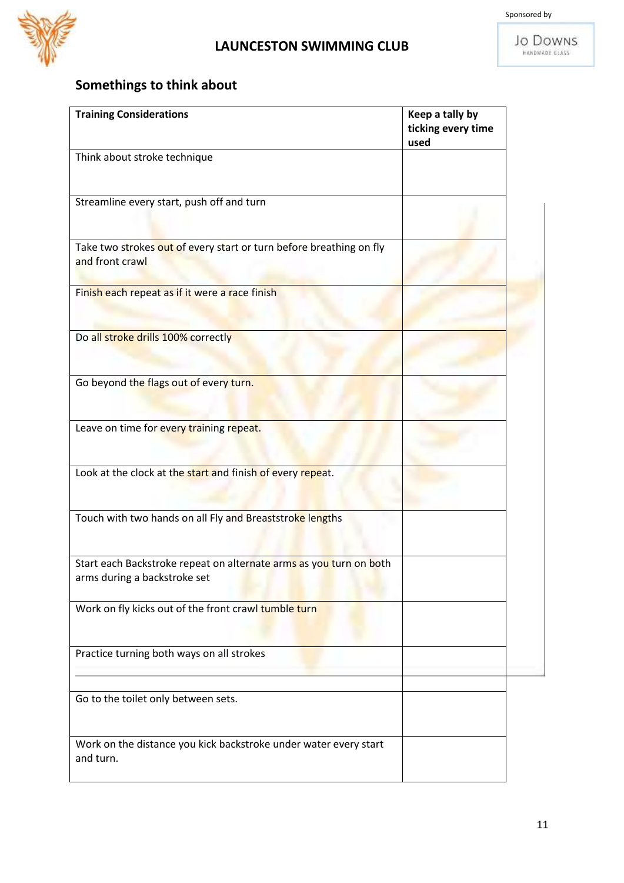## LAUNCESTON SWIMMING CLUB

Sponsored by Jo Downs Handmade Glass

### Somethings to think about

| Training Considerations | Keep a tally by ticking every time used |
|---|---|
| Think about stroke technique | |
| Streamline every start, push off and turn | |
| Take two strokes out of every start or turn before breathing on fly and front crawl | |
| Finish each repeat as if it were a race finish | |
| Do all stroke drills 100% correctly | |
| Go beyond the flags out of every turn. | |
| Leave on time for every training repeat. | |
| Look at the clock at the start and finish of every repeat. | |
| Touch with two hands on all Fly and Breaststroke lengths | |
| Start each Backstroke repeat on alternate arms as you turn on both arms during a backstroke set | |
| Work on fly kicks out of the front crawl tumble turn | |
| Practice turning both ways on all strokes | |
| | |
| Go to the toilet only between sets. | |
| Work on the distance you kick backstroke under water every start and turn. | |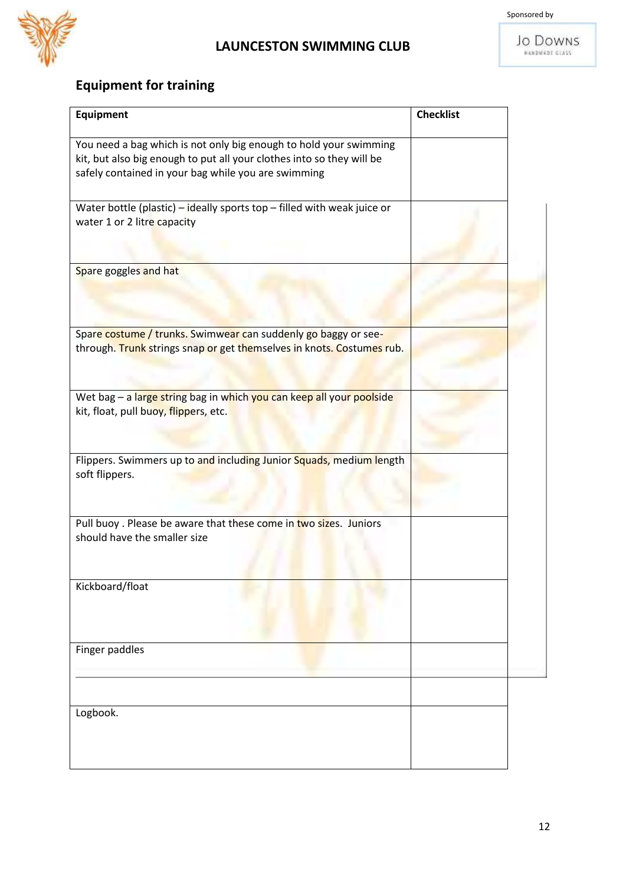# LAUNCESTON SWIMMING CLUB

Sponsored by Jo Downs Handmade Glass

## Equipment for training

| Equipment | Checklist |
|---|---|
| You need a bag which is not only big enough to hold your swimming kit, but also big enough to put all your clothes into so they will be safely contained in your bag while you are swimming | |
| Water bottle (plastic) – ideally sports top – filled with weak juice or water 1 or 2 litre capacity | |
| Spare goggles and hat | |
| Spare costume / trunks. Swimwear can suddenly go baggy or see-through. Trunk strings snap or get themselves in knots. Costumes rub. | |
| Wet bag – a large string bag in which you can keep all your poolside kit, float, pull buoy, flippers, etc. | |
| Flippers. Swimmers up to and including Junior Squads, medium length soft flippers. | |
| Pull buoy . Please be aware that these come in two sizes. Juniors should have the smaller size | |
| Kickboard/float | |
| Finger paddles | |
| | |
| Logbook. | |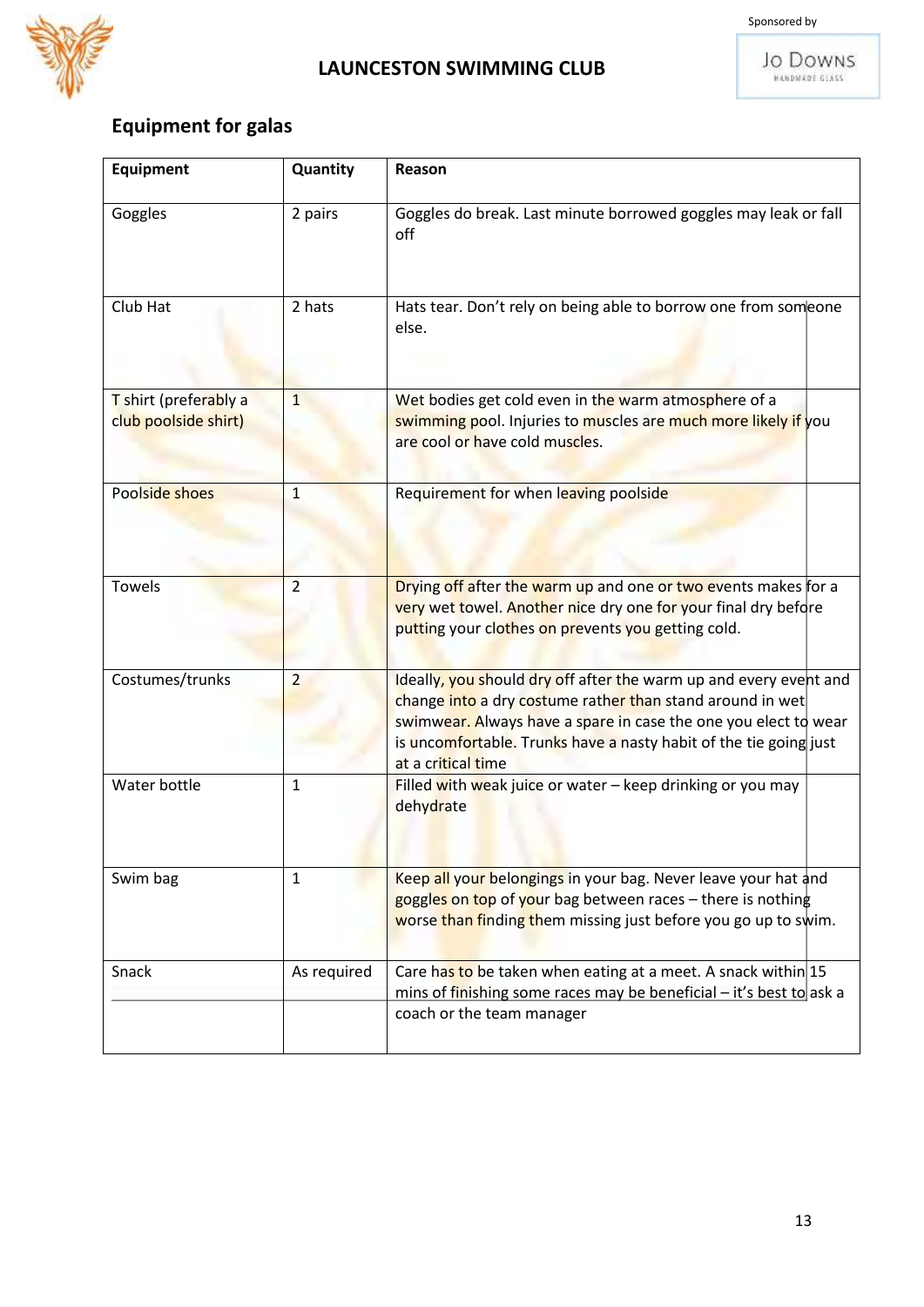# LAUNCESTON SWIMMING CLUB

Sponsored by Jo Downs Handmade Glass

## Equipment for galas

| Equipment | Quantity | Reason |
|---|---|---|
| Goggles | 2 pairs | Goggles do break. Last minute borrowed goggles may leak or fall off |
| Club Hat | 2 hats | Hats tear. Don't rely on being able to borrow one from someone else. |
| T shirt (preferably a club poolside shirt) | 1 | Wet bodies get cold even in the warm atmosphere of a swimming pool. Injuries to muscles are much more likely if you are cool or have cold muscles. |
| Poolside shoes | 1 | Requirement for when leaving poolside |
| Towels | 2 | Drying off after the warm up and one or two events makes for a very wet towel. Another nice dry one for your final dry before putting your clothes on prevents you getting cold. |
| Costumes/trunks | 2 | Ideally, you should dry off after the warm up and every event and change into a dry costume rather than stand around in wet swimwear. Always have a spare in case the one you elect to wear is uncomfortable. Trunks have a nasty habit of the tie going just at a critical time |
| Water bottle | 1 | Filled with weak juice or water – keep drinking or you may dehydrate |
| Swim bag | 1 | Keep all your belongings in your bag. Never leave your hat and goggles on top of your bag between races – there is nothing worse than finding them missing just before you go up to swim. |
| Snack | As required | Care has to be taken when eating at a meet. A snack within 15 mins of finishing some races may be beneficial – it's best to ask a coach or the team manager |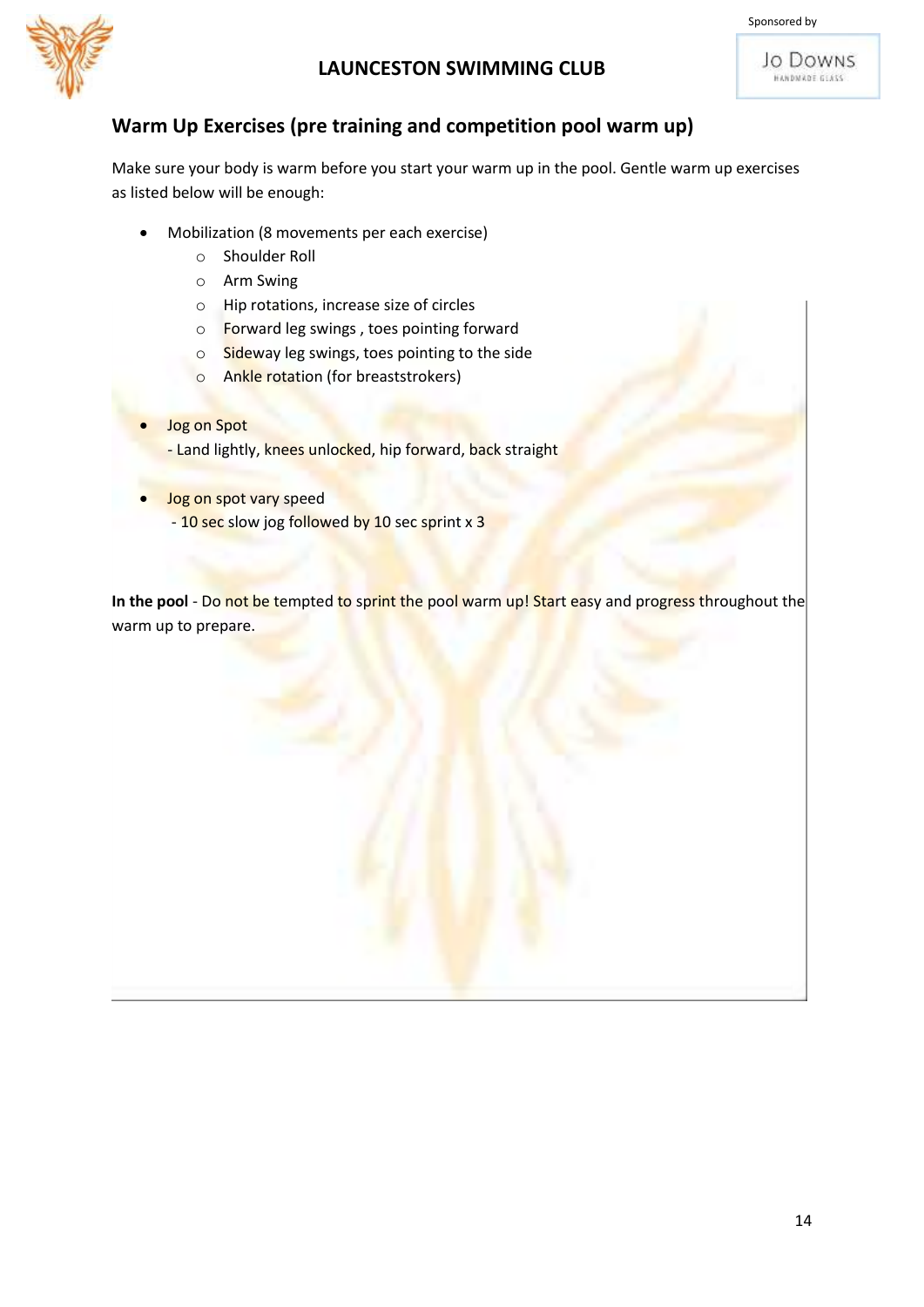## Warm Up Exercises (pre training and competition pool warm up)

Make sure your body is warm before you start your warm up in the pool. Gentle warm up exercises as listed below will be enough:

- Mobilization (8 movements per each exercise)
  - Shoulder Roll
  - Arm Swing
  - Hip rotations, increase size of circles
  - Forward leg swings , toes pointing forward
  - Sideway leg swings, toes pointing to the side
  - Ankle rotation (for breaststrokers)
- Jog on Spot
  - Land lightly, knees unlocked, hip forward, back straight
- Jog on spot vary speed
  - 10 sec slow jog followed by 10 sec sprint x 3

**In the pool** - Do not be tempted to sprint the pool warm up! Start easy and progress throughout the warm up to prepare.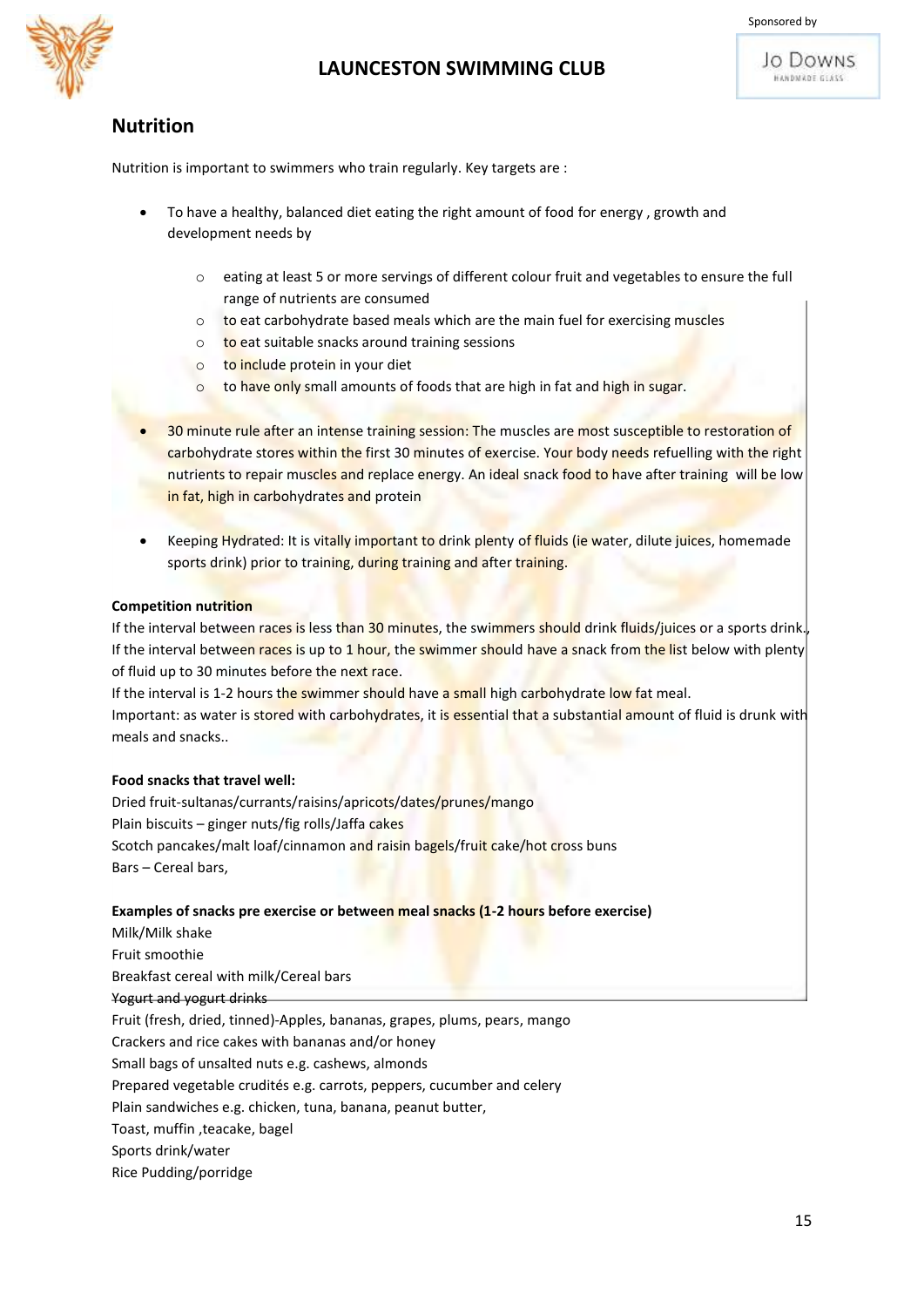## Nutrition

Nutrition is important to swimmers who train regularly. Key targets are :

- To have a healthy, balanced diet eating the right amount of food for energy , growth and development needs by
  - eating at least 5 or more servings of different colour fruit and vegetables to ensure the full range of nutrients are consumed
  - to eat carbohydrate based meals which are the main fuel for exercising muscles
  - to eat suitable snacks around training sessions
  - to include protein in your diet
  - to have only small amounts of foods that are high in fat and high in sugar.
- 30 minute rule after an intense training session: The muscles are most susceptible to restoration of carbohydrate stores within the first 30 minutes of exercise. Your body needs refuelling with the right nutrients to repair muscles and replace energy. An ideal snack food to have after training will be low in fat, high in carbohydrates and protein
- Keeping Hydrated: It is vitally important to drink plenty of fluids (ie water, dilute juices, homemade sports drink) prior to training, during training and after training.

**Competition nutrition**

If the interval between races is less than 30 minutes, the swimmers should drink fluids/juices or a sports drink.,
If the interval between races is up to 1 hour, the swimmer should have a snack from the list below with plenty of fluid up to 30 minutes before the next race.
If the interval is 1-2 hours the swimmer should have a small high carbohydrate low fat meal.
Important: as water is stored with carbohydrates, it is essential that a substantial amount of fluid is drunk with meals and snacks..

**Food snacks that travel well:**

Dried fruit-sultanas/currants/raisins/apricots/dates/prunes/mango
Plain biscuits – ginger nuts/fig rolls/Jaffa cakes
Scotch pancakes/malt loaf/cinnamon and raisin bagels/fruit cake/hot cross buns
Bars – Cereal bars,

**Examples of snacks pre exercise or between meal snacks (1-2 hours before exercise)**

Milk/Milk shake
Fruit smoothie
Breakfast cereal with milk/Cereal bars
Yogurt and yogurt drinks
Fruit (fresh, dried, tinned)-Apples, bananas, grapes, plums, pears, mango
Crackers and rice cakes with bananas and/or honey
Small bags of unsalted nuts e.g. cashews, almonds
Prepared vegetable crudités e.g. carrots, peppers, cucumber and celery
Plain sandwiches e.g. chicken, tuna, banana, peanut butter,
Toast, muffin ,teacake, bagel
Sports drink/water
Rice Pudding/porridge